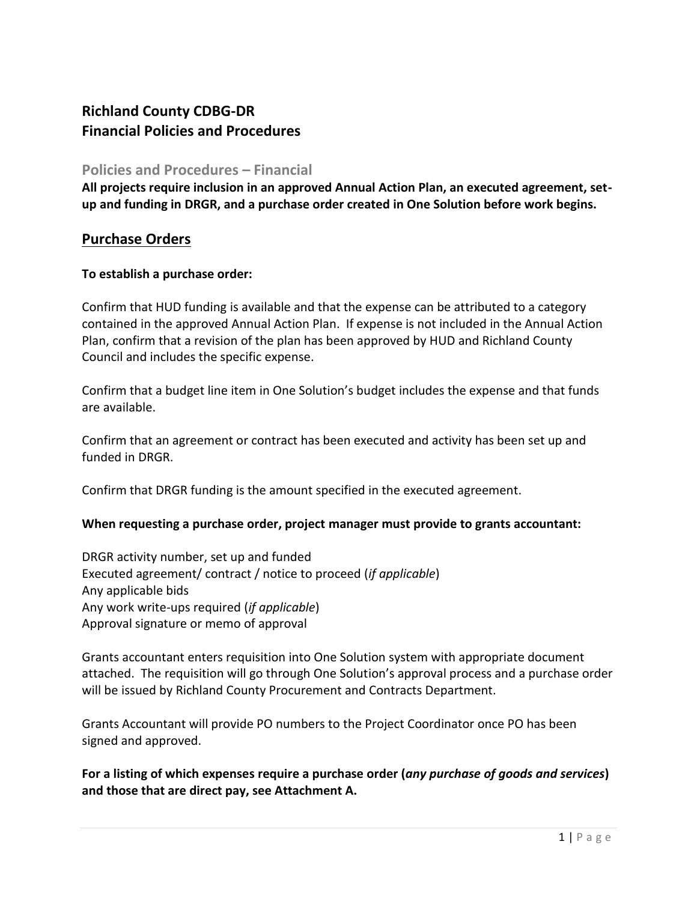# Richland County CDBG-DR
# Financial Policies and Procedures

## Policies and Procedures – Financial

**All projects require inclusion in an approved Annual Action Plan, an executed agreement, set-up and funding in DRGR, and a purchase order created in One Solution before work begins.**

## Purchase Orders

**To establish a purchase order:**

Confirm that HUD funding is available and that the expense can be attributed to a category contained in the approved Annual Action Plan. If expense is not included in the Annual Action Plan, confirm that a revision of the plan has been approved by HUD and Richland County Council and includes the specific expense.

Confirm that a budget line item in One Solution's budget includes the expense and that funds are available.

Confirm that an agreement or contract has been executed and activity has been set up and funded in DRGR.

Confirm that DRGR funding is the amount specified in the executed agreement.

**When requesting a purchase order, project manager must provide to grants accountant:**

DRGR activity number, set up and funded
Executed agreement/ contract / notice to proceed (*if applicable*)
Any applicable bids
Any work write-ups required (*if applicable*)
Approval signature or memo of approval

Grants accountant enters requisition into One Solution system with appropriate document attached. The requisition will go through One Solution's approval process and a purchase order will be issued by Richland County Procurement and Contracts Department.

Grants Accountant will provide PO numbers to the Project Coordinator once PO has been signed and approved.

**For a listing of which expenses require a purchase order (*any purchase of goods and services*) and those that are direct pay, see Attachment A.**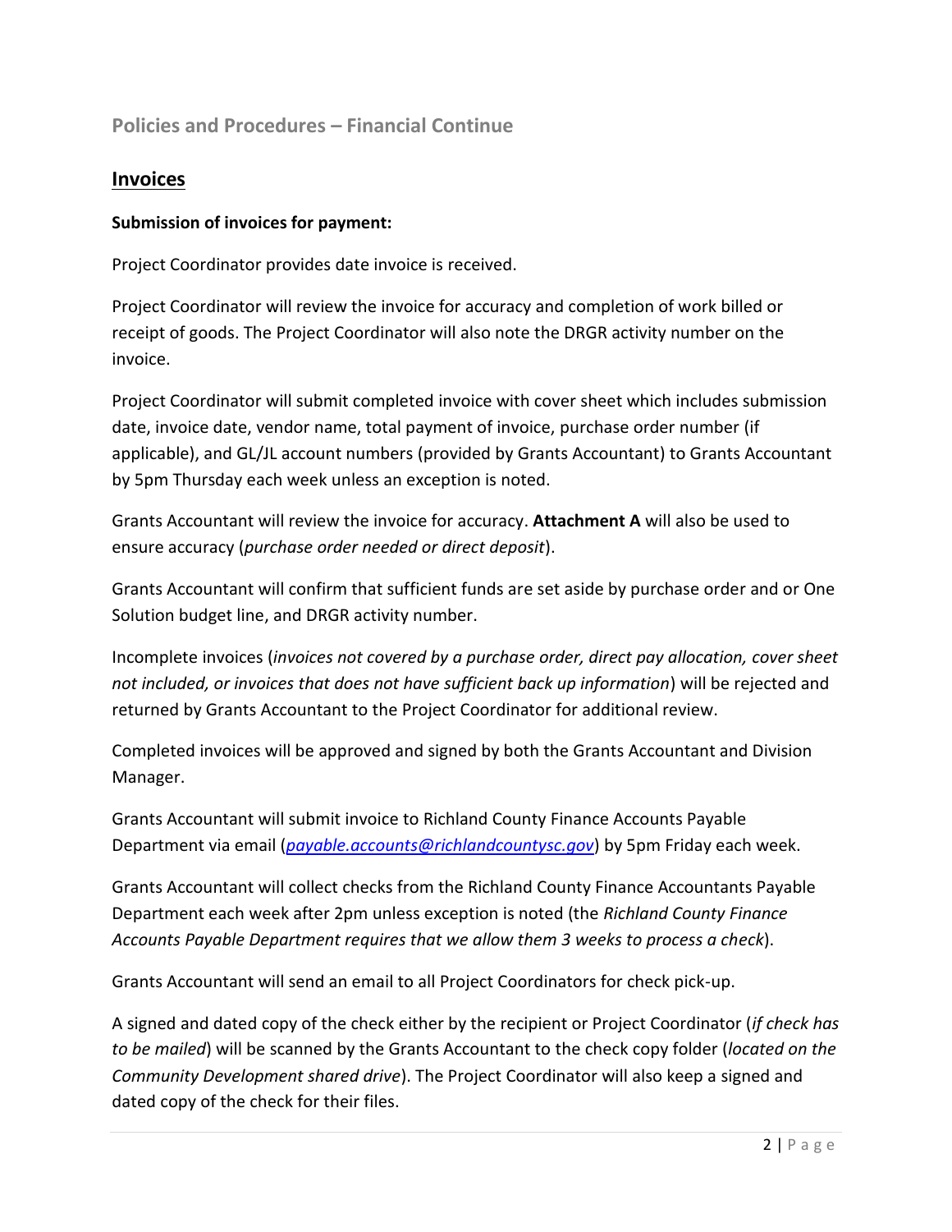## Policies and Procedures – Financial Continue

### Invoices

**Submission of invoices for payment:**

Project Coordinator provides date invoice is received.

Project Coordinator will review the invoice for accuracy and completion of work billed or receipt of goods. The Project Coordinator will also note the DRGR activity number on the invoice.

Project Coordinator will submit completed invoice with cover sheet which includes submission date, invoice date, vendor name, total payment of invoice, purchase order number (if applicable), and GL/JL account numbers (provided by Grants Accountant) to Grants Accountant by 5pm Thursday each week unless an exception is noted.

Grants Accountant will review the invoice for accuracy. **Attachment A** will also be used to ensure accuracy (*purchase order needed or direct deposit*).

Grants Accountant will confirm that sufficient funds are set aside by purchase order and or One Solution budget line, and DRGR activity number.

Incomplete invoices (*invoices not covered by a purchase order, direct pay allocation, cover sheet not included, or invoices that does not have sufficient back up information*) will be rejected and returned by Grants Accountant to the Project Coordinator for additional review.

Completed invoices will be approved and signed by both the Grants Accountant and Division Manager.

Grants Accountant will submit invoice to Richland County Finance Accounts Payable Department via email (*payable.accounts@richlandcountysc.gov*) by 5pm Friday each week.

Grants Accountant will collect checks from the Richland County Finance Accountants Payable Department each week after 2pm unless exception is noted (the *Richland County Finance Accounts Payable Department requires that we allow them 3 weeks to process a check*).

Grants Accountant will send an email to all Project Coordinators for check pick-up.

A signed and dated copy of the check either by the recipient or Project Coordinator (*if check has to be mailed*) will be scanned by the Grants Accountant to the check copy folder (*located on the Community Development shared drive*). The Project Coordinator will also keep a signed and dated copy of the check for their files.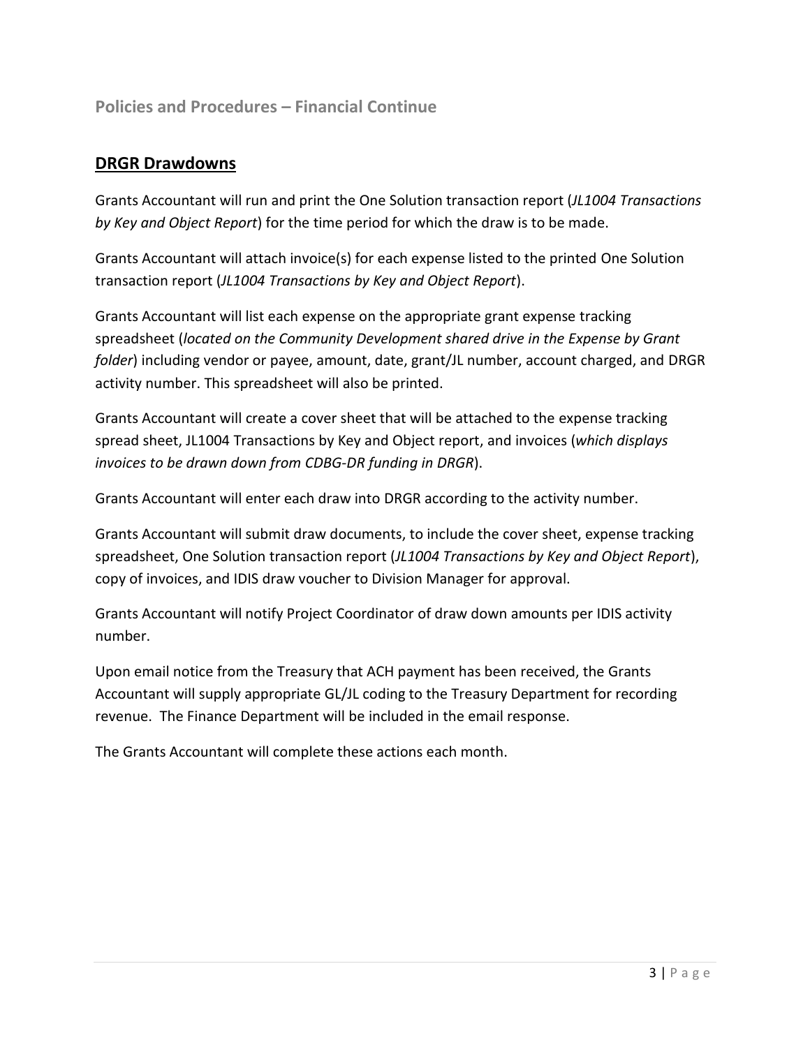## Policies and Procedures – Financial Continue

### DRGR Drawdowns

Grants Accountant will run and print the One Solution transaction report (*JL1004 Transactions by Key and Object Report*) for the time period for which the draw is to be made.

Grants Accountant will attach invoice(s) for each expense listed to the printed One Solution transaction report (*JL1004 Transactions by Key and Object Report*).

Grants Accountant will list each expense on the appropriate grant expense tracking spreadsheet (*located on the Community Development shared drive in the Expense by Grant folder*) including vendor or payee, amount, date, grant/JL number, account charged, and DRGR activity number. This spreadsheet will also be printed.

Grants Accountant will create a cover sheet that will be attached to the expense tracking spread sheet, JL1004 Transactions by Key and Object report, and invoices (*which displays invoices to be drawn down from CDBG-DR funding in DRGR*).

Grants Accountant will enter each draw into DRGR according to the activity number.

Grants Accountant will submit draw documents, to include the cover sheet, expense tracking spreadsheet, One Solution transaction report (*JL1004 Transactions by Key and Object Report*), copy of invoices, and IDIS draw voucher to Division Manager for approval.

Grants Accountant will notify Project Coordinator of draw down amounts per IDIS activity number.

Upon email notice from the Treasury that ACH payment has been received, the Grants Accountant will supply appropriate GL/JL coding to the Treasury Department for recording revenue. The Finance Department will be included in the email response.

The Grants Accountant will complete these actions each month.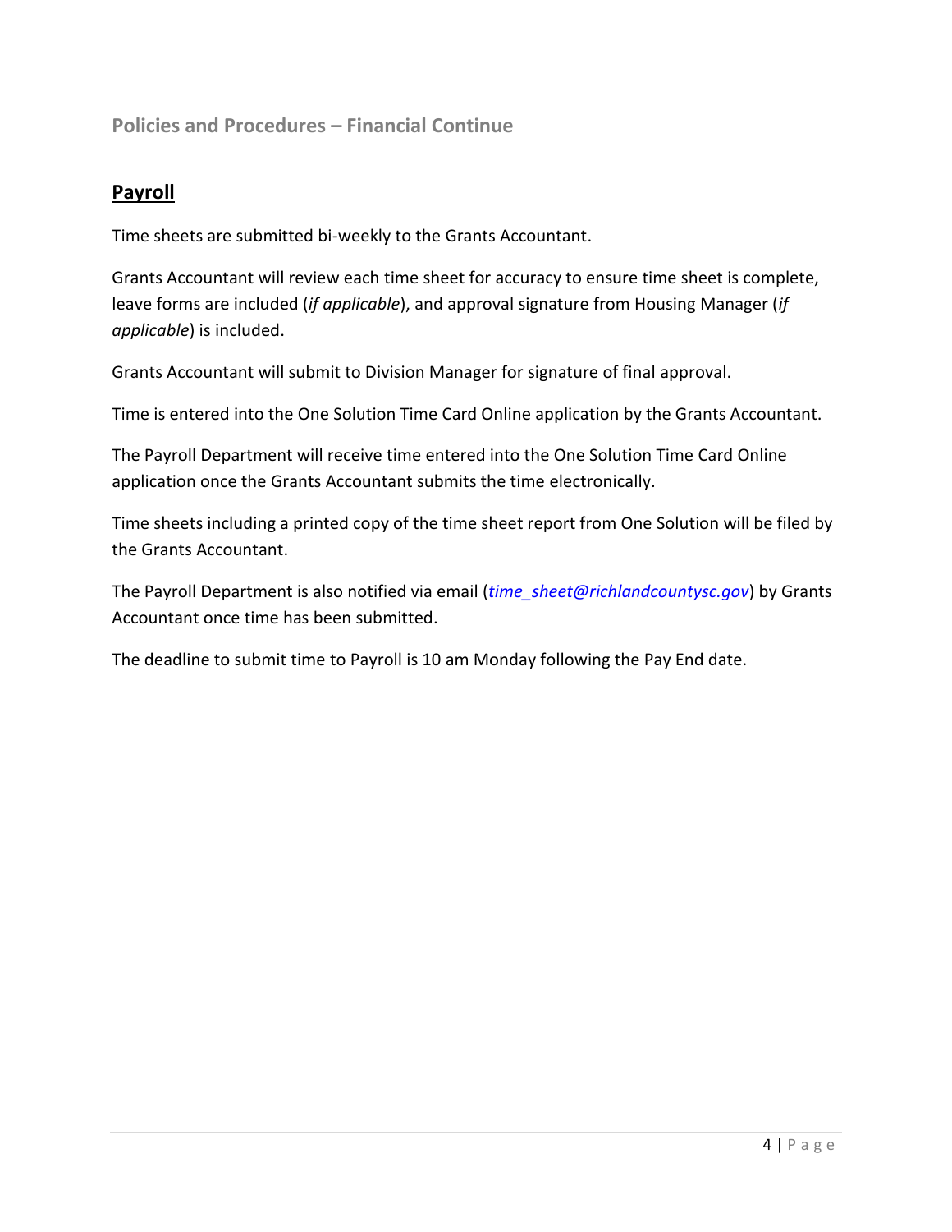## Policies and Procedures – Financial Continue

### **Payroll**

Time sheets are submitted bi-weekly to the Grants Accountant.

Grants Accountant will review each time sheet for accuracy to ensure time sheet is complete, leave forms are included (*if applicable*), and approval signature from Housing Manager (*if applicable*) is included.

Grants Accountant will submit to Division Manager for signature of final approval.

Time is entered into the One Solution Time Card Online application by the Grants Accountant.

The Payroll Department will receive time entered into the One Solution Time Card Online application once the Grants Accountant submits the time electronically.

Time sheets including a printed copy of the time sheet report from One Solution will be filed by the Grants Accountant.

The Payroll Department is also notified via email (*time_sheet@richlandcountysc.gov*) by Grants Accountant once time has been submitted.

The deadline to submit time to Payroll is 10 am Monday following the Pay End date.